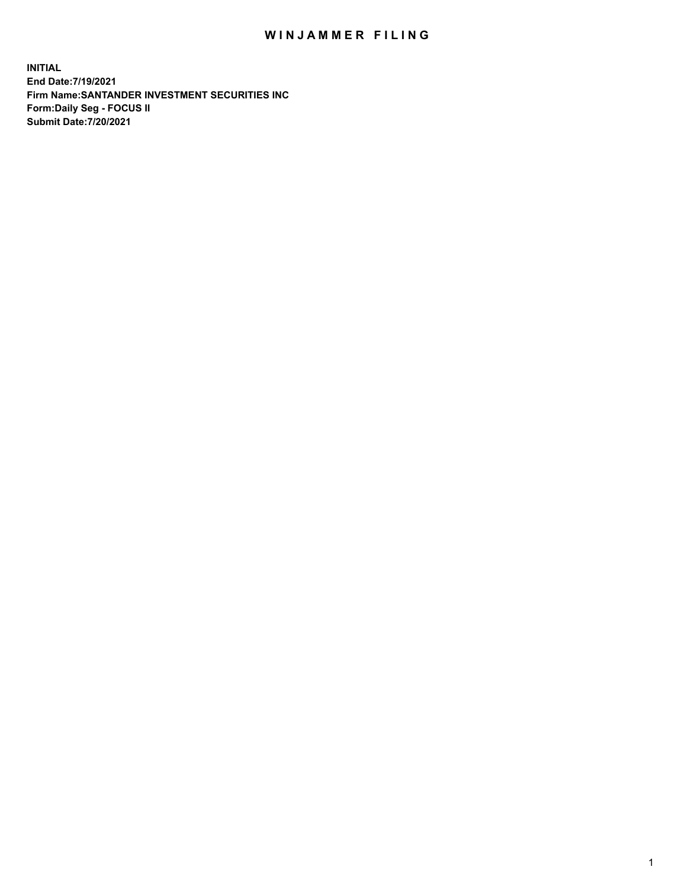# WINJAMMER FILING

**INITIAL**
**End Date:7/19/2021**
**Firm Name:SANTANDER INVESTMENT SECURITIES INC**
**Form:Daily Seg - FOCUS II**
**Submit Date:7/20/2021**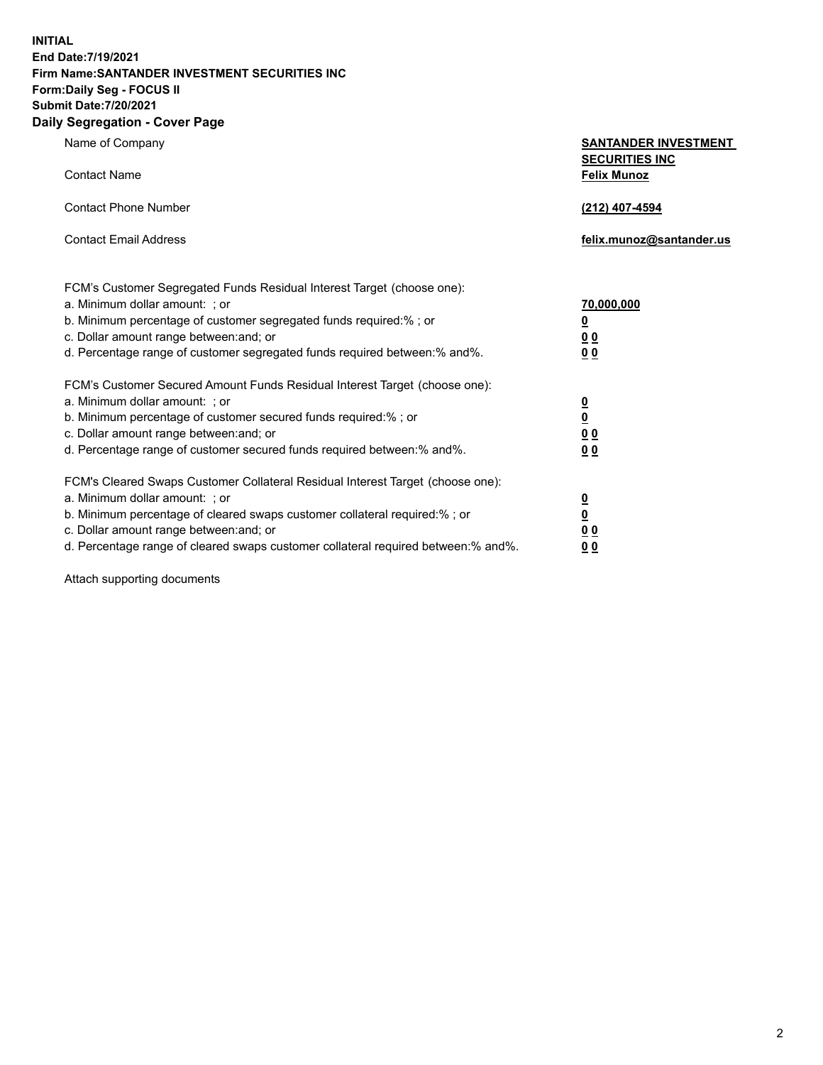**INITIAL**
**End Date:7/19/2021**
**Firm Name:SANTANDER INVESTMENT SECURITIES INC**
**Form:Daily Seg - FOCUS II**
**Submit Date:7/20/2021**

## Daily Segregation - Cover Page

| | |
|---|---|
| Name of Company | **SANTANDER INVESTMENT SECURITIES INC** |
| Contact Name | **Felix Munoz** |
| Contact Phone Number | **(212) 407-4594** |
| Contact Email Address | **felix.munoz@santander.us** |

| | |
|---|---|
| FCM's Customer Segregated Funds Residual Interest Target (choose one): | |
| a. Minimum dollar amount: ; or | **70,000,000** |
| b. Minimum percentage of customer segregated funds required:% ; or | **0** |
| c. Dollar amount range between:and; or | **0 0** |
| d. Percentage range of customer segregated funds required between:% and%. | **0 0** |
| FCM's Customer Secured Amount Funds Residual Interest Target (choose one): | |
| a. Minimum dollar amount: ; or | **0** |
| b. Minimum percentage of customer secured funds required:% ; or | **0** |
| c. Dollar amount range between:and; or | **0 0** |
| d. Percentage range of customer secured funds required between:% and%. | **0 0** |
| FCM's Cleared Swaps Customer Collateral Residual Interest Target (choose one): | |
| a. Minimum dollar amount: ; or | **0** |
| b. Minimum percentage of cleared swaps customer collateral required:% ; or | **0** |
| c. Dollar amount range between:and; or | **0 0** |
| d. Percentage range of cleared swaps customer collateral required between:% and%. | **0 0** |

Attach supporting documents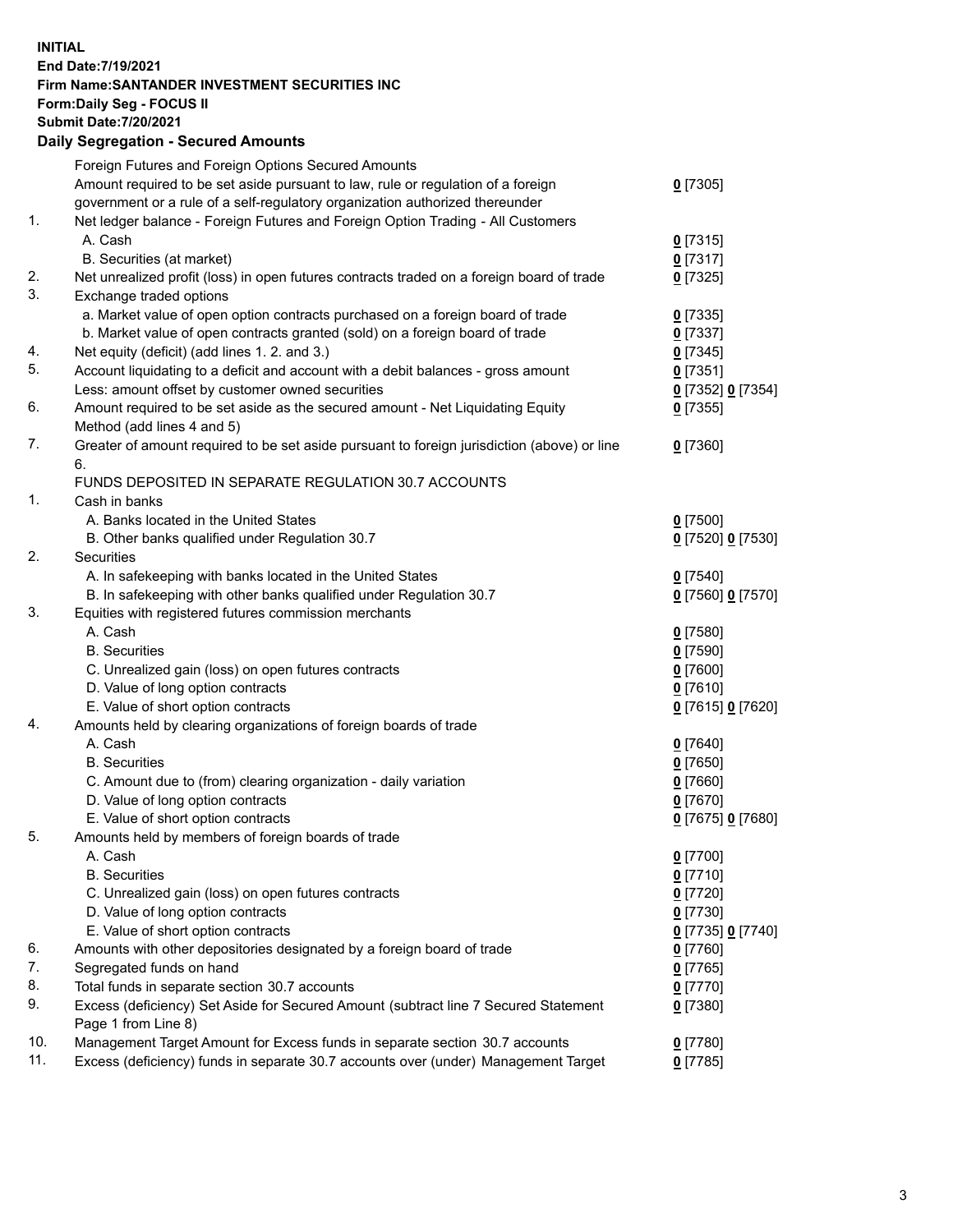**INITIAL**
**End Date:7/19/2021**
**Firm Name:SANTANDER INVESTMENT SECURITIES INC**
**Form:Daily Seg - FOCUS II**
**Submit Date:7/20/2021**

### Daily Segregation - Secured Amounts

| | | |
|---|---|---|
| | Foreign Futures and Foreign Options Secured Amounts | |
| | Amount required to be set aside pursuant to law, rule or regulation of a foreign government or a rule of a self-regulatory organization authorized thereunder | **0** [7305] |
| 1. | Net ledger balance - Foreign Futures and Foreign Option Trading - All Customers | |
| | A. Cash | **0** [7315] |
| | B. Securities (at market) | **0** [7317] |
| 2. | Net unrealized profit (loss) in open futures contracts traded on a foreign board of trade | **0** [7325] |
| 3. | Exchange traded options | |
| | a. Market value of open option contracts purchased on a foreign board of trade | **0** [7335] |
| | b. Market value of open contracts granted (sold) on a foreign board of trade | **0** [7337] |
| 4. | Net equity (deficit) (add lines 1. 2. and 3.) | **0** [7345] |
| 5. | Account liquidating to a deficit and account with a debit balances - gross amount | **0** [7351] |
| | Less: amount offset by customer owned securities | **0** [7352] **0** [7354] |
| 6. | Amount required to be set aside as the secured amount - Net Liquidating Equity Method (add lines 4 and 5) | **0** [7355] |
| 7. | Greater of amount required to be set aside pursuant to foreign jurisdiction (above) or line 6. | **0** [7360] |
| | FUNDS DEPOSITED IN SEPARATE REGULATION 30.7 ACCOUNTS | |
| 1. | Cash in banks | |
| | A. Banks located in the United States | **0** [7500] |
| | B. Other banks qualified under Regulation 30.7 | **0** [7520] **0** [7530] |
| 2. | Securities | |
| | A. In safekeeping with banks located in the United States | **0** [7540] |
| | B. In safekeeping with other banks qualified under Regulation 30.7 | **0** [7560] **0** [7570] |
| 3. | Equities with registered futures commission merchants | |
| | A. Cash | **0** [7580] |
| | B. Securities | **0** [7590] |
| | C. Unrealized gain (loss) on open futures contracts | **0** [7600] |
| | D. Value of long option contracts | **0** [7610] |
| | E. Value of short option contracts | **0** [7615] **0** [7620] |
| 4. | Amounts held by clearing organizations of foreign boards of trade | |
| | A. Cash | **0** [7640] |
| | B. Securities | **0** [7650] |
| | C. Amount due to (from) clearing organization - daily variation | **0** [7660] |
| | D. Value of long option contracts | **0** [7670] |
| | E. Value of short option contracts | **0** [7675] **0** [7680] |
| 5. | Amounts held by members of foreign boards of trade | |
| | A. Cash | **0** [7700] |
| | B. Securities | **0** [7710] |
| | C. Unrealized gain (loss) on open futures contracts | **0** [7720] |
| | D. Value of long option contracts | **0** [7730] |
| | E. Value of short option contracts | **0** [7735] **0** [7740] |
| 6. | Amounts with other depositories designated by a foreign board of trade | **0** [7760] |
| 7. | Segregated funds on hand | **0** [7765] |
| 8. | Total funds in separate section 30.7 accounts | **0** [7770] |
| 9. | Excess (deficiency) Set Aside for Secured Amount (subtract line 7 Secured Statement Page 1 from Line 8) | **0** [7380] |
| 10. | Management Target Amount for Excess funds in separate section 30.7 accounts | **0** [7780] |
| 11. | Excess (deficiency) funds in separate 30.7 accounts over (under) Management Target | **0** [7785] |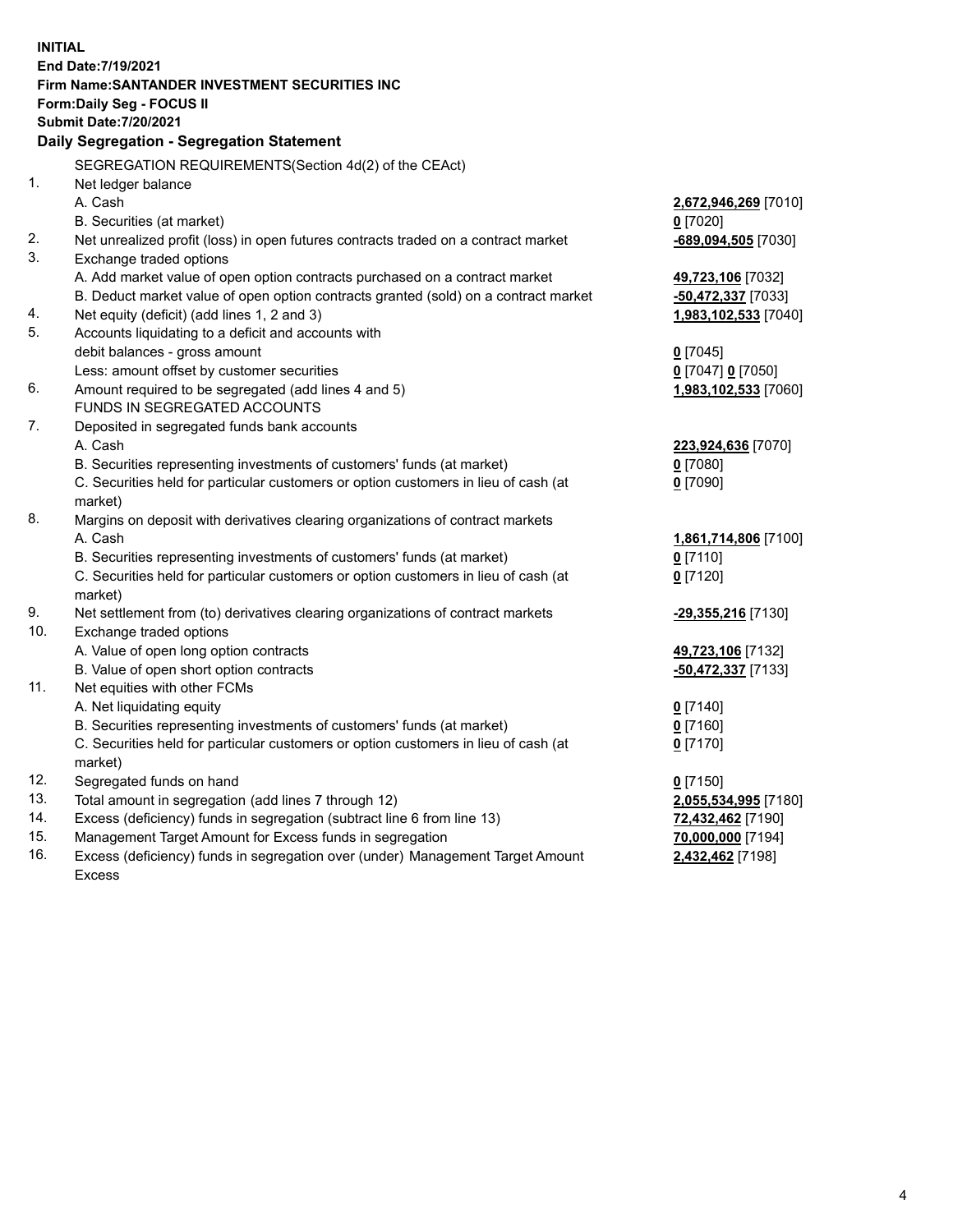**INITIAL**
**End Date:7/19/2021**
**Firm Name:SANTANDER INVESTMENT SECURITIES INC**
**Form:Daily Seg - FOCUS II**
**Submit Date:7/20/2021**

**Daily Segregation - Segregation Statement**

| | | |
|---|---|---|
| | SEGREGATION REQUIREMENTS(Section 4d(2) of the CEAct) | |
| 1. | Net ledger balance | |
| | A. Cash | **2,672,946,269** [7010] |
| | B. Securities (at market) | **0** [7020] |
| 2. | Net unrealized profit (loss) in open futures contracts traded on a contract market | **-689,094,505** [7030] |
| 3. | Exchange traded options | |
| | A. Add market value of open option contracts purchased on a contract market | **49,723,106** [7032] |
| | B. Deduct market value of open option contracts granted (sold) on a contract market | **-50,472,337** [7033] |
| 4. | Net equity (deficit) (add lines 1, 2 and 3) | **1,983,102,533** [7040] |
| 5. | Accounts liquidating to a deficit and accounts with debit balances - gross amount | **0** [7045] |
| | Less: amount offset by customer securities | **0** [7047] **0** [7050] |
| 6. | Amount required to be segregated (add lines 4 and 5) | **1,983,102,533** [7060] |
| | FUNDS IN SEGREGATED ACCOUNTS | |
| 7. | Deposited in segregated funds bank accounts | |
| | A. Cash | **223,924,636** [7070] |
| | B. Securities representing investments of customers' funds (at market) | **0** [7080] |
| | C. Securities held for particular customers or option customers in lieu of cash (at market) | **0** [7090] |
| 8. | Margins on deposit with derivatives clearing organizations of contract markets | |
| | A. Cash | **1,861,714,806** [7100] |
| | B. Securities representing investments of customers' funds (at market) | **0** [7110] |
| | C. Securities held for particular customers or option customers in lieu of cash (at market) | **0** [7120] |
| 9. | Net settlement from (to) derivatives clearing organizations of contract markets | **-29,355,216** [7130] |
| 10. | Exchange traded options | |
| | A. Value of open long option contracts | **49,723,106** [7132] |
| | B. Value of open short option contracts | **-50,472,337** [7133] |
| 11. | Net equities with other FCMs | |
| | A. Net liquidating equity | **0** [7140] |
| | B. Securities representing investments of customers' funds (at market) | **0** [7160] |
| | C. Securities held for particular customers or option customers in lieu of cash (at market) | **0** [7170] |
| 12. | Segregated funds on hand | **0** [7150] |
| 13. | Total amount in segregation (add lines 7 through 12) | **2,055,534,995** [7180] |
| 14. | Excess (deficiency) funds in segregation (subtract line 6 from line 13) | **72,432,462** [7190] |
| 15. | Management Target Amount for Excess funds in segregation | **70,000,000** [7194] |
| 16. | Excess (deficiency) funds in segregation over (under) Management Target Amount Excess | **2,432,462** [7198] |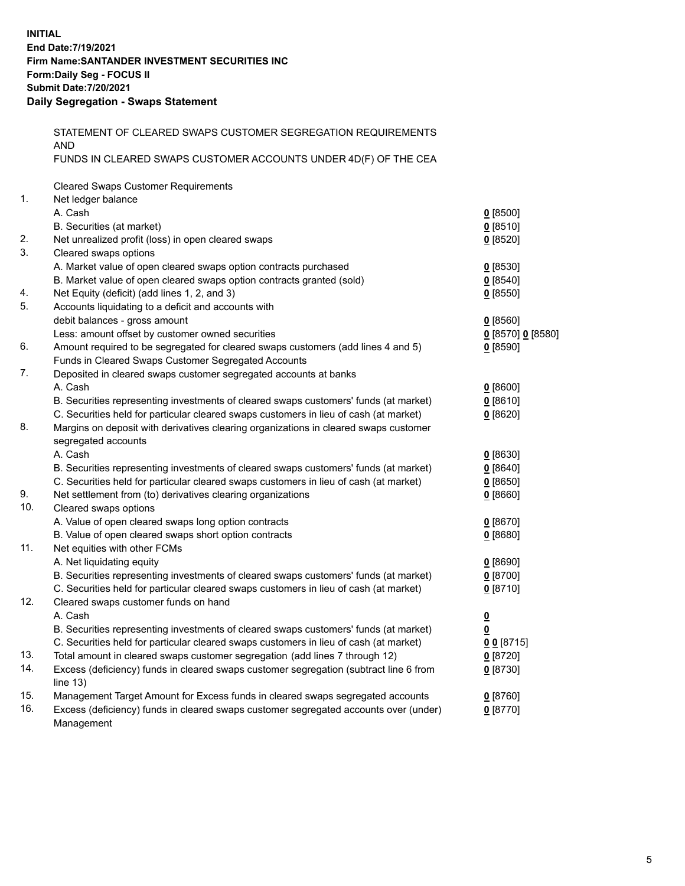**INITIAL**
**End Date:7/19/2021**
**Firm Name:SANTANDER INVESTMENT SECURITIES INC**
**Form:Daily Seg - FOCUS II**
**Submit Date:7/20/2021**
**Daily Segregation - Swaps Statement**

STATEMENT OF CLEARED SWAPS CUSTOMER SEGREGATION REQUIREMENTS AND FUNDS IN CLEARED SWAPS CUSTOMER ACCOUNTS UNDER 4D(F) OF THE CEA

| | | |
|---|---|---|
| | Cleared Swaps Customer Requirements | |
| 1. | Net ledger balance | |
| | A. Cash | 0 [8500] |
| | B. Securities (at market) | 0 [8510] |
| 2. | Net unrealized profit (loss) in open cleared swaps | 0 [8520] |
| 3. | Cleared swaps options | |
| | A. Market value of open cleared swaps option contracts purchased | 0 [8530] |
| | B. Market value of open cleared swaps option contracts granted (sold) | 0 [8540] |
| 4. | Net Equity (deficit) (add lines 1, 2, and 3) | 0 [8550] |
| 5. | Accounts liquidating to a deficit and accounts with debit balances - gross amount | 0 [8560] |
| | Less: amount offset by customer owned securities | 0 [8570] 0 [8580] |
| 6. | Amount required to be segregated for cleared swaps customers (add lines 4 and 5) | 0 [8590] |
| | Funds in Cleared Swaps Customer Segregated Accounts | |
| 7. | Deposited in cleared swaps customer segregated accounts at banks | |
| | A. Cash | 0 [8600] |
| | B. Securities representing investments of cleared swaps customers' funds (at market) | 0 [8610] |
| | C. Securities held for particular cleared swaps customers in lieu of cash (at market) | 0 [8620] |
| 8. | Margins on deposit with derivatives clearing organizations in cleared swaps customer segregated accounts | |
| | A. Cash | 0 [8630] |
| | B. Securities representing investments of cleared swaps customers' funds (at market) | 0 [8640] |
| | C. Securities held for particular cleared swaps customers in lieu of cash (at market) | 0 [8650] |
| 9. | Net settlement from (to) derivatives clearing organizations | 0 [8660] |
| 10. | Cleared swaps options | |
| | A. Value of open cleared swaps long option contracts | 0 [8670] |
| | B. Value of open cleared swaps short option contracts | 0 [8680] |
| 11. | Net equities with other FCMs | |
| | A. Net liquidating equity | 0 [8690] |
| | B. Securities representing investments of cleared swaps customers' funds (at market) | 0 [8700] |
| | C. Securities held for particular cleared swaps customers in lieu of cash (at market) | 0 [8710] |
| 12. | Cleared swaps customer funds on hand | |
| | A. Cash | 0 |
| | B. Securities representing investments of cleared swaps customers' funds (at market) | 0 |
| | C. Securities held for particular cleared swaps customers in lieu of cash (at market) | 0 0 [8715] |
| 13. | Total amount in cleared swaps customer segregation (add lines 7 through 12) | 0 [8720] |
| 14. | Excess (deficiency) funds in cleared swaps customer segregation (subtract line 6 from line 13) | 0 [8730] |
| 15. | Management Target Amount for Excess funds in cleared swaps segregated accounts | 0 [8760] |
| 16. | Excess (deficiency) funds in cleared swaps customer segregated accounts over (under) Management | 0 [8770] |